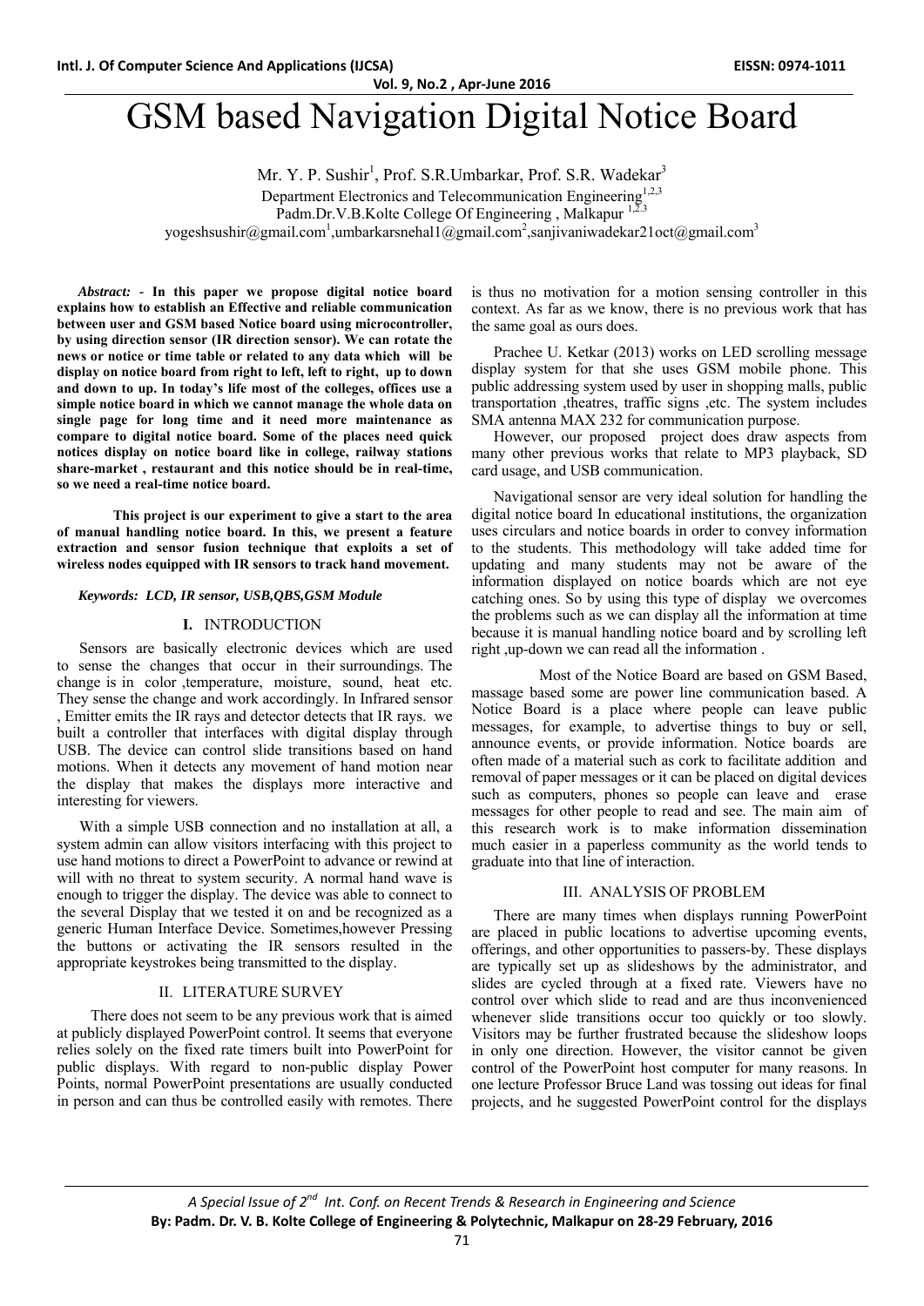# GSM based Navigation Digital Notice Board

Mr. Y. P. Sushir[1], Prof. S.R.Umbarkar, Prof. S.R. Wadekar[3]

Department Electronics and Telecommunication Engineering[1,2,3]

Padm.Dr.V.B.Kolte College Of Engineering , Malkapur [1,2,3]

yogeshsushir@gmail.com[1],umbarkarsnehal1@gmail.com[2],sanjivaniwadekar21oct@gmail.com[3]

***Abstract:* - In this paper we propose digital notice board explains how to establish an Effective and reliable communication between user and GSM based Notice board using microcontroller, by using direction sensor (IR direction sensor). We can rotate the news or notice or time table or related to any data which will be display on notice board from right to left, left to right, up to down and down to up. In today's life most of the colleges, offices use a simple notice board in which we cannot manage the whole data on single page for long time and it need more maintenance as compare to digital notice board. Some of the places need quick notices display on notice board like in college, railway stations share-market , restaurant and this notice should be in real-time, so we need a real-time notice board.**

**This project is our experiment to give a start to the area of manual handling notice board. In this, we present a feature extraction and sensor fusion technique that exploits a set of wireless nodes equipped with IR sensors to track hand movement.**

***Keywords:* LCD, IR sensor, USB,QBS,GSM Module**

## I. INTRODUCTION

Sensors are basically electronic devices which are used to sense the changes that occur in their surroundings. The change is in color ,temperature, moisture, sound, heat etc. They sense the change and work accordingly. In Infrared sensor , Emitter emits the IR rays and detector detects that IR rays. we built a controller that interfaces with digital display through USB. The device can control slide transitions based on hand motions. When it detects any movement of hand motion near the display that makes the displays more interactive and interesting for viewers.

With a simple USB connection and no installation at all, a system admin can allow visitors interfacing with this project to use hand motions to direct a PowerPoint to advance or rewind at will with no threat to system security. A normal hand wave is enough to trigger the display. The device was able to connect to the several Display that we tested it on and be recognized as a generic Human Interface Device. Sometimes,however Pressing the buttons or activating the IR sensors resulted in the appropriate keystrokes being transmitted to the display.

## II. LITERATURE SURVEY

There does not seem to be any previous work that is aimed at publicly displayed PowerPoint control. It seems that everyone relies solely on the fixed rate timers built into PowerPoint for public displays. With regard to non-public display Power Points, normal PowerPoint presentations are usually conducted in person and can thus be controlled easily with remotes. There is thus no motivation for a motion sensing controller in this context. As far as we know, there is no previous work that has the same goal as ours does.

Prachee U. Ketkar (2013) works on LED scrolling message display system for that she uses GSM mobile phone. This public addressing system used by user in shopping malls, public transportation ,theatres, traffic signs ,etc. The system includes SMA antenna MAX 232 for communication purpose.

However, our proposed project does draw aspects from many other previous works that relate to MP3 playback, SD card usage, and USB communication.

Navigational sensor are very ideal solution for handling the digital notice board In educational institutions, the organization uses circulars and notice boards in order to convey information to the students. This methodology will take added time for updating and many students may not be aware of the information displayed on notice boards which are not eye catching ones. So by using this type of display we overcomes the problems such as we can display all the information at time because it is manual handling notice board and by scrolling left right ,up-down we can read all the information .

Most of the Notice Board are based on GSM Based, massage based some are power line communication based. A Notice Board is a place where people can leave public messages, for example, to advertise things to buy or sell, announce events, or provide information. Notice boards are often made of a material such as cork to facilitate addition and removal of paper messages or it can be placed on digital devices such as computers, phones so people can leave and erase messages for other people to read and see. The main aim of this research work is to make information dissemination much easier in a paperless community as the world tends to graduate into that line of interaction.

## III. ANALYSIS OF PROBLEM

There are many times when displays running PowerPoint are placed in public locations to advertise upcoming events, offerings, and other opportunities to passers-by. These displays are typically set up as slideshows by the administrator, and slides are cycled through at a fixed rate. Viewers have no control over which slide to read and are thus inconvenienced whenever slide transitions occur too quickly or too slowly. Visitors may be further frustrated because the slideshow loops in only one direction. However, the visitor cannot be given control of the PowerPoint host computer for many reasons. In one lecture Professor Bruce Land was tossing out ideas for final projects, and he suggested PowerPoint control for the displays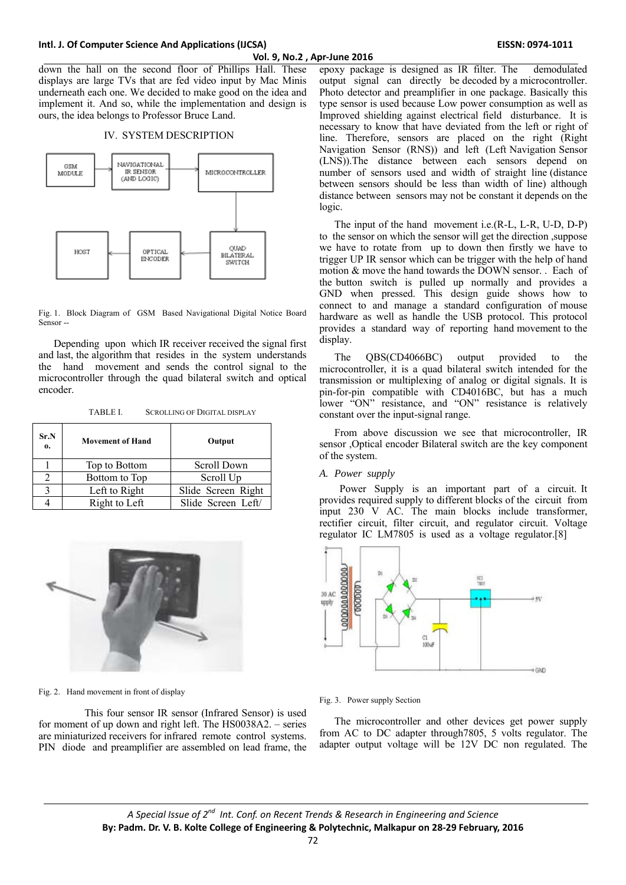down the hall on the second floor of Phillips Hall. These displays are large TVs that are fed video input by Mac Minis underneath each one. We decided to make good on the idea and implement it. And so, while the implementation and design is ours, the idea belongs to Professor Bruce Land.

## IV. SYSTEM DESCRIPTION

Fig. 1. Block Diagram of GSM Based Navigational Digital Notice Board Sensor --

Depending upon which IR receiver received the signal first and last, the algorithm that resides in the system understands the hand movement and sends the control signal to the microcontroller through the quad bilateral switch and optical encoder.

TABLE I. SCROLLING OF DIGITAL DISPLAY

| Sr.No. | Movement of Hand | Output |
|---|---|---|
| 1 | Top to Bottom | Scroll Down |
| 2 | Bottom to Top | Scroll Up |
| 3 | Left to Right | Slide Screen Right |
| 4 | Right to Left | Slide Screen Left/ |

Fig. 2. Hand movement in front of display

This four sensor IR sensor (Infrared Sensor) is used for moment of up down and right left. The HS0038A2. – series are miniaturized receivers for infrared remote control systems. PIN diode and preamplifier are assembled on lead frame, the epoxy package is designed as IR filter. The demodulated output signal can directly be decoded by a microcontroller. Photo detector and preamplifier in one package. Basically this type sensor is used because Low power consumption as well as Improved shielding against electrical field disturbance. It is necessary to know that have deviated from the left or right of line. Therefore, sensors are placed on the right (Right Navigation Sensor (RNS)) and left (Left Navigation Sensor (LNS)).The distance between each sensors depend on number of sensors used and width of straight line (distance between sensors should be less than width of line) although distance between sensors may not be constant it depends on the logic.

The input of the hand movement i.e.(R-L, L-R, U-D, D-P) to the sensor on which the sensor will get the direction ,suppose we have to rotate from up to down then firstly we have to trigger UP IR sensor which can be trigger with the help of hand motion & move the hand towards the DOWN sensor. . Each of the button switch is pulled up normally and provides a GND when pressed. This design guide shows how to connect to and manage a standard configuration of mouse hardware as well as handle the USB protocol. This protocol provides a standard way of reporting hand movement to the display.

The QBS(CD4066BC) output provided to the microcontroller, it is a quad bilateral switch intended for the transmission or multiplexing of analog or digital signals. It is pin-for-pin compatible with CD4016BC, but has a much lower "ON" resistance, and "ON" resistance is relatively constant over the input-signal range.

From above discussion we see that microcontroller, IR sensor ,Optical encoder Bilateral switch are the key component of the system.

### *A. Power supply*

Power Supply is an important part of a circuit. It provides required supply to different blocks of the circuit from input 230 V AC. The main blocks include transformer, rectifier circuit, filter circuit, and regulator circuit. Voltage regulator IC LM7805 is used as a voltage regulator.[8]

Fig. 3. Power supply Section

The microcontroller and other devices get power supply from AC to DC adapter through7805, 5 volts regulator. The adapter output voltage will be 12V DC non regulated. The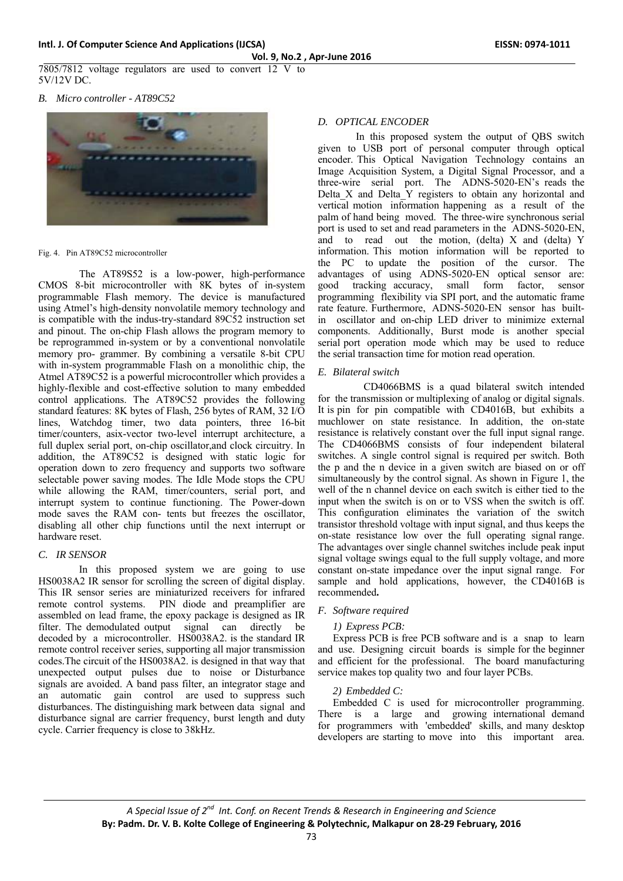7805/7812 voltage regulators are used to convert 12 V to 5V/12V DC.

### *B. Micro controller - AT89C52*

Fig. 4. Pin AT89C52 microcontroller

The AT89S52 is a low-power, high-performance CMOS 8-bit microcontroller with 8K bytes of in-system programmable Flash memory. The device is manufactured using Atmel's high-density nonvolatile memory technology and is compatible with the indus-try-standard 89C52 instruction set and pinout. The on-chip Flash allows the program memory to be reprogrammed in-system or by a conventional nonvolatile memory pro- grammer. By combining a versatile 8-bit CPU with in-system programmable Flash on a monolithic chip, the Atmel AT89C52 is a powerful microcontroller which provides a highly-flexible and cost-effective solution to many embedded control applications. The AT89C52 provides the following standard features: 8K bytes of Flash, 256 bytes of RAM, 32 I/O lines, Watchdog timer, two data pointers, three 16-bit timer/counters, asix-vector two-level interrupt architecture, a full duplex serial port, on-chip oscillator,and clock circuitry. In addition, the AT89C52 is designed with static logic for operation down to zero frequency and supports two software selectable power saving modes. The Idle Mode stops the CPU while allowing the RAM, timer/counters, serial port, and interrupt system to continue functioning. The Power-down mode saves the RAM con- tents but freezes the oscillator, disabling all other chip functions until the next interrupt or hardware reset.

### *C. IR SENSOR*

In this proposed system we are going to use HS0038A2 IR sensor for scrolling the screen of digital display. This IR sensor series are miniaturized receivers for infrared remote control systems. PIN diode and preamplifier are assembled on lead frame, the epoxy package is designed as IR filter. The demodulated output signal can directly be decoded by a microcontroller. HS0038A2. is the standard IR remote control receiver series, supporting all major transmission codes.The circuit of the HS0038A2. is designed in that way that unexpected output pulses due to noise or Disturbance signals are avoided. A band pass filter, an integrator stage and an automatic gain control are used to suppress such disturbances. The distinguishing mark between data signal and disturbance signal are carrier frequency, burst length and duty cycle. Carrier frequency is close to 38kHz.

### *D. OPTICAL ENCODER*

In this proposed system the output of QBS switch given to USB port of personal computer through optical encoder. This Optical Navigation Technology contains an Image Acquisition System, a Digital Signal Processor, and a three-wire serial port. The ADNS-5020-EN's reads the Delta_X and Delta_Y registers to obtain any horizontal and vertical motion information happening as a result of the palm of hand being moved. The three-wire synchronous serial port is used to set and read parameters in the ADNS-5020-EN, and to read out the motion, (delta) X and (delta) Y information. This motion information will be reported to the PC to update the position of the cursor. The advantages of using ADNS-5020-EN optical sensor are: good tracking accuracy, small form factor, sensor programming flexibility via SPI port, and the automatic frame rate feature. Furthermore, ADNS-5020-EN sensor has built-in oscillator and on-chip LED driver to minimize external components. Additionally, Burst mode is another special serial port operation mode which may be used to reduce the serial transaction time for motion read operation.

### *E. Bilateral switch*

CD4066BMS is a quad bilateral switch intended for the transmission or multiplexing of analog or digital signals. It is pin for pin compatible with CD4016B, but exhibits a muchlower on state resistance. In addition, the on-state resistance is relatively constant over the full input signal range. The CD4066BMS consists of four independent bilateral switches. A single control signal is required per switch. Both the p and the n device in a given switch are biased on or off simultaneously by the control signal. As shown in Figure 1, the well of the n channel device on each switch is either tied to the input when the switch is on or to VSS when the switch is off. This configuration eliminates the variation of the switch transistor threshold voltage with input signal, and thus keeps the on-state resistance low over the full operating signal range. The advantages over single channel switches include peak input signal voltage swings equal to the full supply voltage, and more constant on-state impedance over the input signal range. For sample and hold applications, however, the CD4016B is recommended**.**

### *F. Software required*

#### *1) Express PCB:*

Express PCB is free PCB software and is a snap to learn and use. Designing circuit boards is simple for the beginner and efficient for the professional. The board manufacturing service makes top quality two and four layer PCBs.

#### *2) Embedded C:*

Embedded C is used for microcontroller programming. There is a large and growing international demand for programmers with 'embedded' skills, and many desktop developers are starting to move into this important area.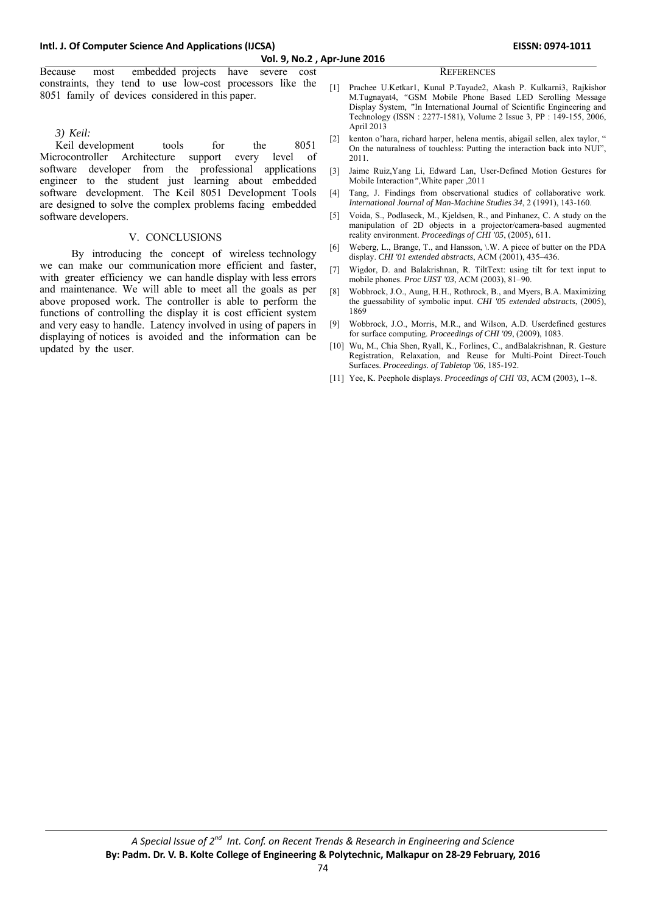Because most embedded projects have severe cost constraints, they tend to use low-cost processors like the 8051 family of devices considered in this paper.

*3) Keil:*

Keil development tools for the 8051 Microcontroller Architecture support every level of software developer from the professional applications engineer to the student just learning about embedded software development. The Keil 8051 Development Tools are designed to solve the complex problems facing embedded software developers.

## V. CONCLUSIONS

By introducing the concept of wireless technology we can make our communication more efficient and faster, with greater efficiency we can handle display with less errors and maintenance. We will able to meet all the goals as per above proposed work. The controller is able to perform the functions of controlling the display it is cost efficient system and very easy to handle. Latency involved in using of papers in displaying of notices is avoided and the information can be updated by the user.

## REFERENCES

[1] Prachee U.Ketkar1, Kunal P.Tayade2, Akash P. Kulkarni3, Rajkishor M.Tugnayat4, "GSM Mobile Phone Based LED Scrolling Message Display System, "In International Journal of Scientific Engineering and Technology (ISSN : 2277-1581), Volume 2 Issue 3, PP : 149-155, 2006, April 2013

[2] kenton o'hara, richard harper, helena mentis, abigail sellen, alex taylor, " On the naturalness of touchless: Putting the interaction back into NUI", 2011.

[3] Jaime Ruiz,Yang Li, Edward Lan, User-Defined Motion Gestures for Mobile Interaction",White paper ,2011

[4] Tang, J. Findings from observational studies of collaborative work. *International Journal of Man-Machine Studies 34*, 2 (1991), 143-160.

[5] Voida, S., Podlaseck, M., Kjeldsen, R., and Pinhanez, C. A study on the manipulation of 2D objects in a projector/camera-based augmented reality environment. *Proceedings of CHI '05*, (2005), 611.

[6] Weberg, L., Brange, T., and Hansson, \.W. A piece of butter on the PDA display. *CHI '01 extended abstracts*, ACM (2001), 435–436.

[7] Wigdor, D. and Balakrishnan, R. TiltText: using tilt for text input to mobile phones. *Proc UIST '03*, ACM (2003), 81–90.

[8] Wobbrock, J.O., Aung, H.H., Rothrock, B., and Myers, B.A. Maximizing the guessability of symbolic input. *CHI '05 extended abstracts*, (2005), 1869

[9] Wobbrock, J.O., Morris, M.R., and Wilson, A.D. Userdefined gestures for surface computing. *Proceedings of CHI '09*, (2009), 1083.

[10] Wu, M., Chia Shen, Ryall, K., Forlines, C., andBalakrishnan, R. Gesture Registration, Relaxation, and Reuse for Multi-Point Direct-Touch Surfaces. *Proceedings. of Tabletop '06*, 185-192.

[11] Yee, K. Peephole displays. *Proceedings of CHI '03*, ACM (2003), 1--8.